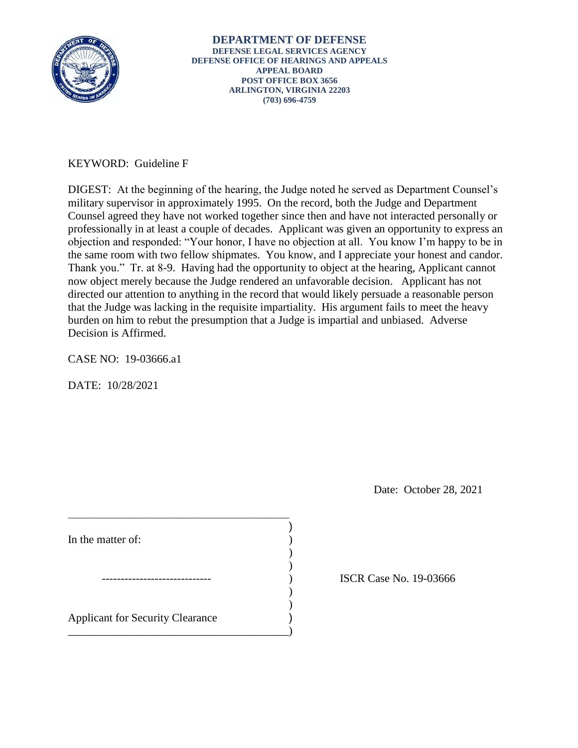**DEPARTMENT OF DEFENSE**
**DEFENSE LEGAL SERVICES AGENCY**
**DEFENSE OFFICE OF HEARINGS AND APPEALS**
**APPEAL BOARD**
**POST OFFICE BOX 3656**
**ARLINGTON, VIRGINIA 22203**
**(703) 696-4759**

KEYWORD: Guideline F

DIGEST: At the beginning of the hearing, the Judge noted he served as Department Counsel's military supervisor in approximately 1995. On the record, both the Judge and Department Counsel agreed they have not worked together since then and have not interacted personally or professionally in at least a couple of decades. Applicant was given an opportunity to express an objection and responded: "Your honor, I have no objection at all. You know I'm happy to be in the same room with two fellow shipmates. You know, and I appreciate your honest and candor. Thank you." Tr. at 8-9. Having had the opportunity to object at the hearing, Applicant cannot now object merely because the Judge rendered an unfavorable decision. Applicant has not directed our attention to anything in the record that would likely persuade a reasonable person that the Judge was lacking in the requisite impartiality. His argument fails to meet the heavy burden on him to rebut the presumption that a Judge is impartial and unbiased. Adverse Decision is Affirmed.

CASE NO: 19-03666.a1

DATE: 10/28/2021

Date: October 28, 2021

| | | |
|---|---|---|
| In the matter of: | ) | |
| ----------------------------- | ) | ISCR Case No. 19-03666 |
| Applicant for Security Clearance | ) | |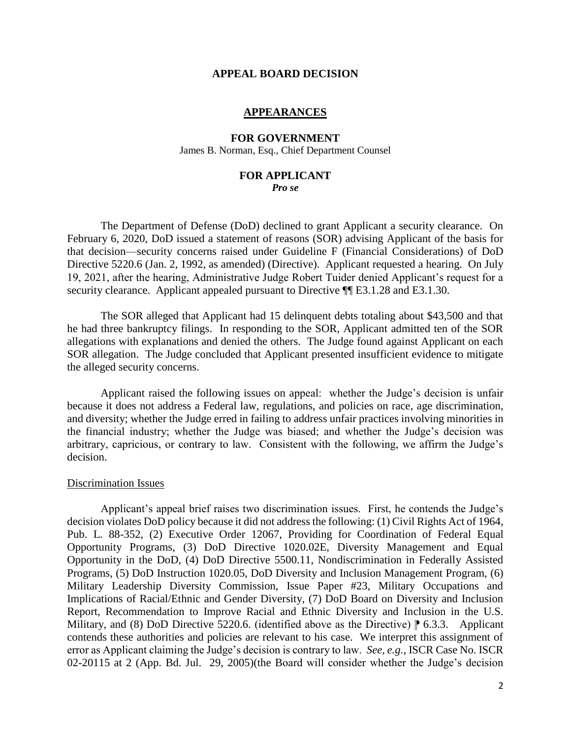## APPEAL BOARD DECISION

### APPEARANCES

#### FOR GOVERNMENT

James B. Norman, Esq., Chief Department Counsel

#### FOR APPLICANT

***Pro se***

The Department of Defense (DoD) declined to grant Applicant a security clearance. On February 6, 2020, DoD issued a statement of reasons (SOR) advising Applicant of the basis for that decision—security concerns raised under Guideline F (Financial Considerations) of DoD Directive 5220.6 (Jan. 2, 1992, as amended) (Directive). Applicant requested a hearing. On July 19, 2021, after the hearing, Administrative Judge Robert Tuider denied Applicant's request for a security clearance. Applicant appealed pursuant to Directive ¶¶ E3.1.28 and E3.1.30.

The SOR alleged that Applicant had 15 delinquent debts totaling about $43,500 and that he had three bankruptcy filings. In responding to the SOR, Applicant admitted ten of the SOR allegations with explanations and denied the others. The Judge found against Applicant on each SOR allegation. The Judge concluded that Applicant presented insufficient evidence to mitigate the alleged security concerns.

Applicant raised the following issues on appeal: whether the Judge's decision is unfair because it does not address a Federal law, regulations, and policies on race, age discrimination, and diversity; whether the Judge erred in failing to address unfair practices involving minorities in the financial industry; whether the Judge was biased; and whether the Judge's decision was arbitrary, capricious, or contrary to law. Consistent with the following, we affirm the Judge's decision.

Discrimination Issues

Applicant's appeal brief raises two discrimination issues. First, he contends the Judge's decision violates DoD policy because it did not address the following: (1) Civil Rights Act of 1964, Pub. L. 88-352, (2) Executive Order 12067, Providing for Coordination of Federal Equal Opportunity Programs, (3) DoD Directive 1020.02E, Diversity Management and Equal Opportunity in the DoD, (4) DoD Directive 5500.11, Nondiscrimination in Federally Assisted Programs, (5) DoD Instruction 1020.05, DoD Diversity and Inclusion Management Program, (6) Military Leadership Diversity Commission, Issue Paper #23, Military Occupations and Implications of Racial/Ethnic and Gender Diversity, (7) DoD Board on Diversity and Inclusion Report, Recommendation to Improve Racial and Ethnic Diversity and Inclusion in the U.S. Military, and (8) DoD Directive 5220.6. (identified above as the Directive) ⁋ 6.3.3. Applicant contends these authorities and policies are relevant to his case. We interpret this assignment of error as Applicant claiming the Judge's decision is contrary to law. *See, e.g.*, ISCR Case No. ISCR 02-20115 at 2 (App. Bd. Jul. 29, 2005)(the Board will consider whether the Judge's decision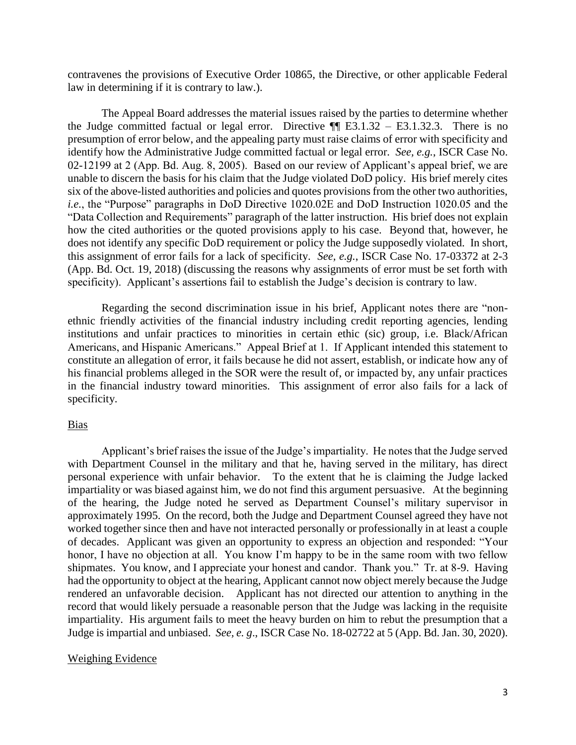contravenes the provisions of Executive Order 10865, the Directive, or other applicable Federal law in determining if it is contrary to law.).

The Appeal Board addresses the material issues raised by the parties to determine whether the Judge committed factual or legal error. Directive ¶¶ E3.1.32 – E3.1.32.3. There is no presumption of error below, and the appealing party must raise claims of error with specificity and identify how the Administrative Judge committed factual or legal error. *See, e.g.*, ISCR Case No. 02-12199 at 2 (App. Bd. Aug. 8, 2005). Based on our review of Applicant's appeal brief, we are unable to discern the basis for his claim that the Judge violated DoD policy. His brief merely cites six of the above-listed authorities and policies and quotes provisions from the other two authorities, *i.e.*, the "Purpose" paragraphs in DoD Directive 1020.02E and DoD Instruction 1020.05 and the "Data Collection and Requirements" paragraph of the latter instruction. His brief does not explain how the cited authorities or the quoted provisions apply to his case. Beyond that, however, he does not identify any specific DoD requirement or policy the Judge supposedly violated. In short, this assignment of error fails for a lack of specificity. *See, e.g.*, ISCR Case No. 17-03372 at 2-3 (App. Bd. Oct. 19, 2018) (discussing the reasons why assignments of error must be set forth with specificity). Applicant's assertions fail to establish the Judge's decision is contrary to law.

Regarding the second discrimination issue in his brief, Applicant notes there are "non-ethnic friendly activities of the financial industry including credit reporting agencies, lending institutions and unfair practices to minorities in certain ethic (sic) group, i.e. Black/African Americans, and Hispanic Americans." Appeal Brief at 1. If Applicant intended this statement to constitute an allegation of error, it fails because he did not assert, establish, or indicate how any of his financial problems alleged in the SOR were the result of, or impacted by, any unfair practices in the financial industry toward minorities. This assignment of error also fails for a lack of specificity.

Bias

Applicant's brief raises the issue of the Judge's impartiality. He notes that the Judge served with Department Counsel in the military and that he, having served in the military, has direct personal experience with unfair behavior. To the extent that he is claiming the Judge lacked impartiality or was biased against him, we do not find this argument persuasive. At the beginning of the hearing, the Judge noted he served as Department Counsel's military supervisor in approximately 1995. On the record, both the Judge and Department Counsel agreed they have not worked together since then and have not interacted personally or professionally in at least a couple of decades. Applicant was given an opportunity to express an objection and responded: "Your honor, I have no objection at all. You know I'm happy to be in the same room with two fellow shipmates. You know, and I appreciate your honest and candor. Thank you." Tr. at 8-9. Having had the opportunity to object at the hearing, Applicant cannot now object merely because the Judge rendered an unfavorable decision. Applicant has not directed our attention to anything in the record that would likely persuade a reasonable person that the Judge was lacking in the requisite impartiality. His argument fails to meet the heavy burden on him to rebut the presumption that a Judge is impartial and unbiased. *See, e. g*., ISCR Case No. 18-02722 at 5 (App. Bd. Jan. 30, 2020).

Weighing Evidence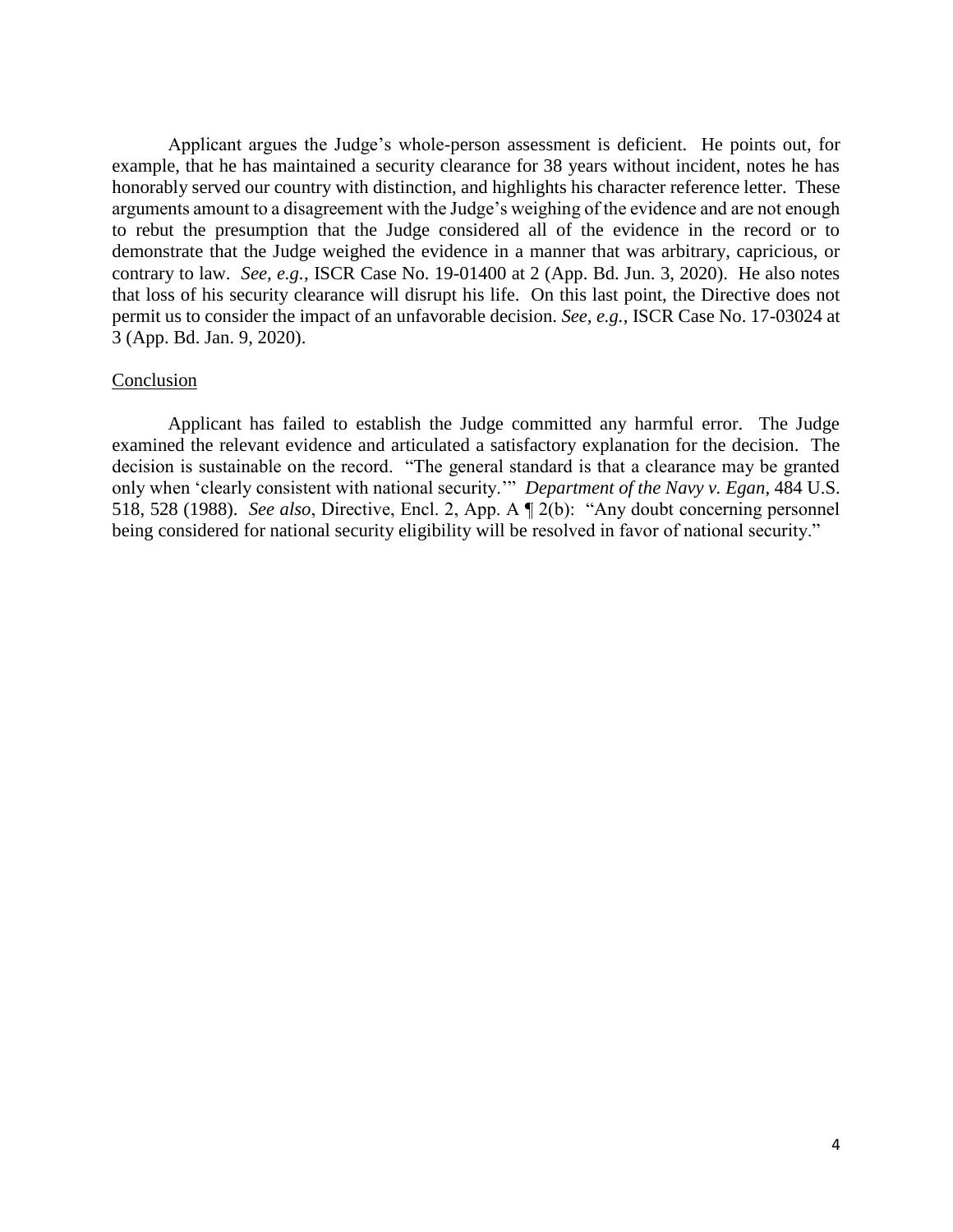Applicant argues the Judge's whole-person assessment is deficient. He points out, for example, that he has maintained a security clearance for 38 years without incident, notes he has honorably served our country with distinction, and highlights his character reference letter. These arguments amount to a disagreement with the Judge's weighing of the evidence and are not enough to rebut the presumption that the Judge considered all of the evidence in the record or to demonstrate that the Judge weighed the evidence in a manner that was arbitrary, capricious, or contrary to law. *See, e.g.*, ISCR Case No. 19-01400 at 2 (App. Bd. Jun. 3, 2020). He also notes that loss of his security clearance will disrupt his life. On this last point, the Directive does not permit us to consider the impact of an unfavorable decision. *See, e.g.*, ISCR Case No. 17-03024 at 3 (App. Bd. Jan. 9, 2020).

## Conclusion

Applicant has failed to establish the Judge committed any harmful error. The Judge examined the relevant evidence and articulated a satisfactory explanation for the decision. The decision is sustainable on the record. "The general standard is that a clearance may be granted only when 'clearly consistent with national security.'" *Department of the Navy v. Egan*, 484 U.S. 518, 528 (1988). *See also*, Directive, Encl. 2, App. A ¶ 2(b): "Any doubt concerning personnel being considered for national security eligibility will be resolved in favor of national security."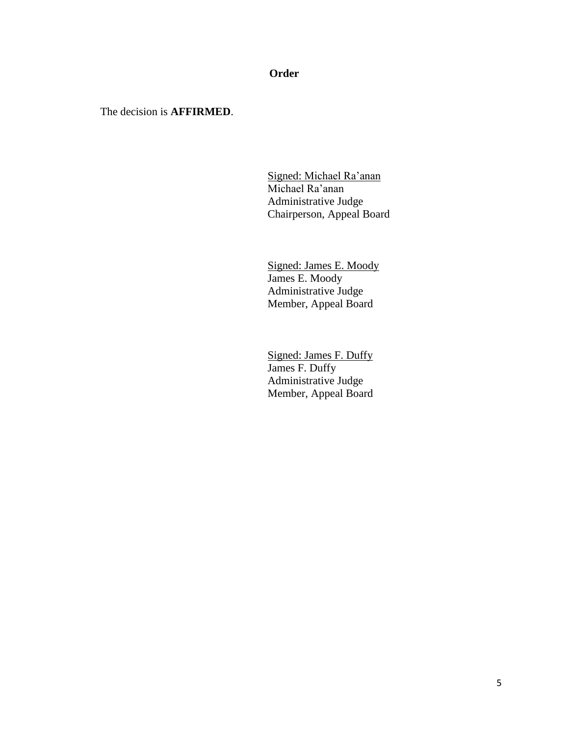## Order

The decision is **AFFIRMED**.

Signed: Michael Ra'anan
Michael Ra'anan
Administrative Judge
Chairperson, Appeal Board

Signed: James E. Moody
James E. Moody
Administrative Judge
Member, Appeal Board

Signed: James F. Duffy
James F. Duffy
Administrative Judge
Member, Appeal Board